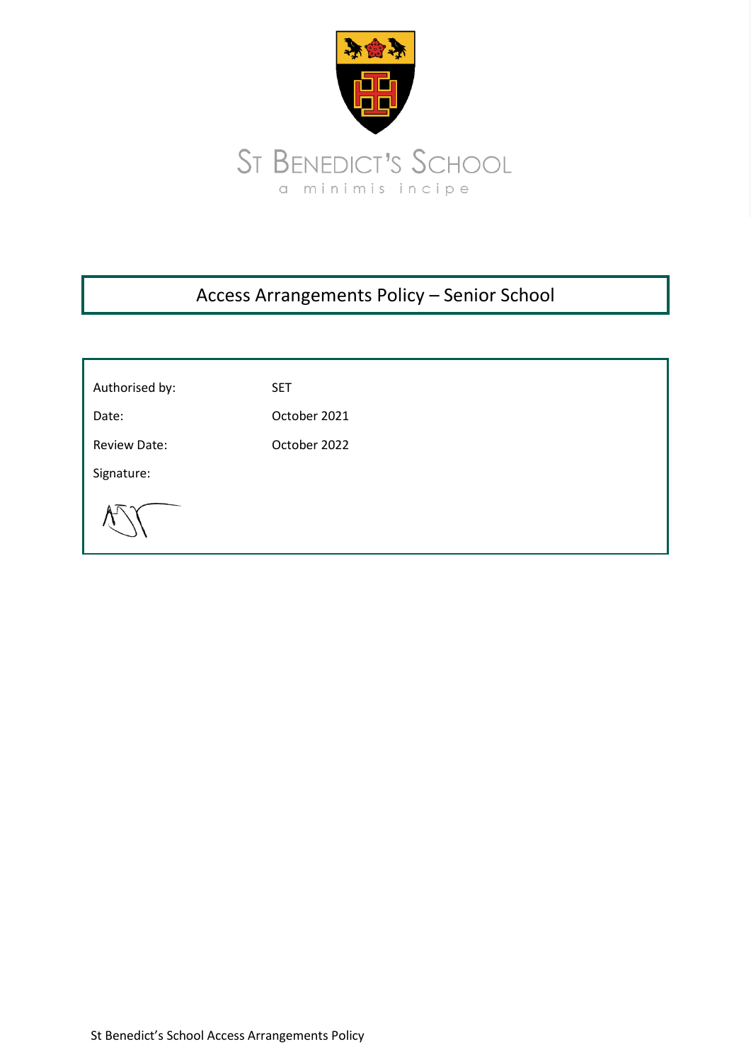ST BENEDICT'S SCHOOL

a minimis incipe

# Access Arrangements Policy – Senior School

| | |
|---|---|
| Authorised by: | SET |
| Date: | October 2021 |
| Review Date: | October 2022 |
| Signature: | |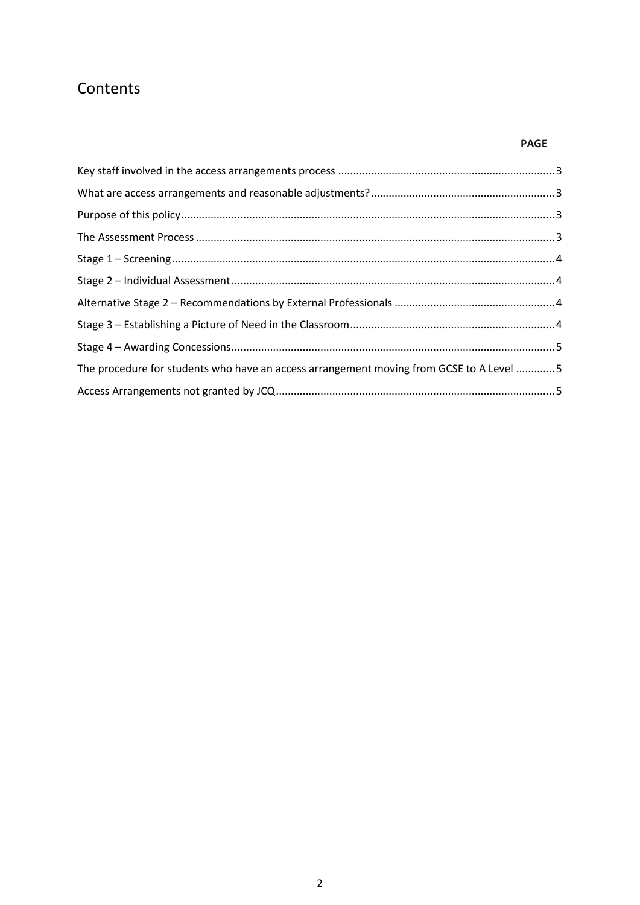# Contents

| | PAGE |
|---|---|
| Key staff involved in the access arrangements process | 3 |
| What are access arrangements and reasonable adjustments? | 3 |
| Purpose of this policy | 3 |
| The Assessment Process | 3 |
| Stage 1 – Screening | 4 |
| Stage 2 – Individual Assessment | 4 |
| Alternative Stage 2 – Recommendations by External Professionals | 4 |
| Stage 3 – Establishing a Picture of Need in the Classroom | 4 |
| Stage 4 – Awarding Concessions | 5 |
| The procedure for students who have an access arrangement moving from GCSE to A Level | 5 |
| Access Arrangements not granted by JCQ | 5 |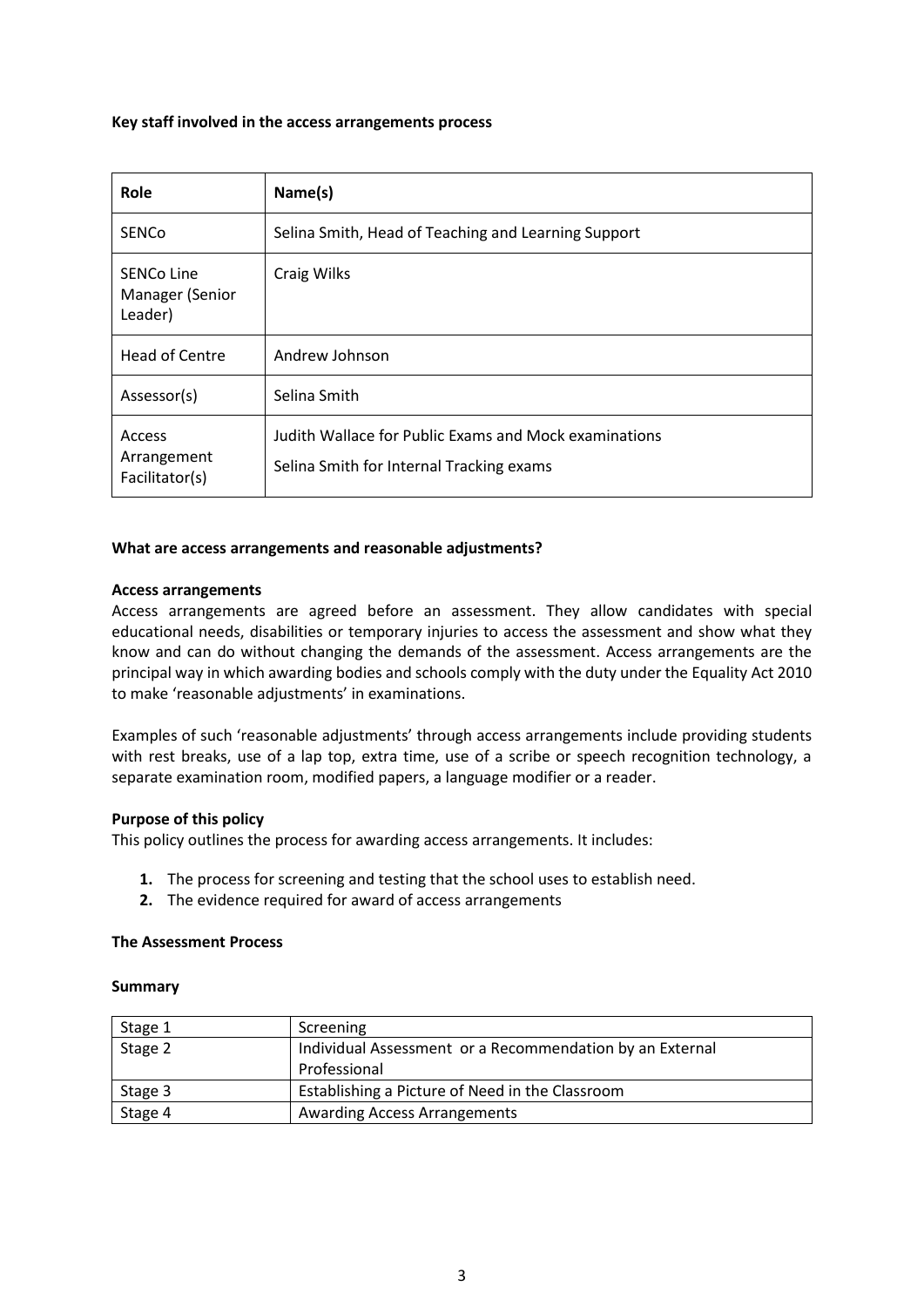**Key staff involved in the access arrangements process**

| Role | Name(s) |
|---|---|
| SENCo | Selina Smith, Head of Teaching and Learning Support |
| SENCo Line Manager (Senior Leader) | Craig Wilks |
| Head of Centre | Andrew Johnson |
| Assessor(s) | Selina Smith |
| Access Arrangement Facilitator(s) | Judith Wallace for Public Exams and Mock examinations<br>Selina Smith for Internal Tracking exams |

**What are access arrangements and reasonable adjustments?**

**Access arrangements**

Access arrangements are agreed before an assessment. They allow candidates with special educational needs, disabilities or temporary injuries to access the assessment and show what they know and can do without changing the demands of the assessment. Access arrangements are the principal way in which awarding bodies and schools comply with the duty under the Equality Act 2010 to make 'reasonable adjustments' in examinations.

Examples of such 'reasonable adjustments' through access arrangements include providing students with rest breaks, use of a lap top, extra time, use of a scribe or speech recognition technology, a separate examination room, modified papers, a language modifier or a reader.

**Purpose of this policy**

This policy outlines the process for awarding access arrangements. It includes:

1. The process for screening and testing that the school uses to establish need.
2. The evidence required for award of access arrangements

**The Assessment Process**

**Summary**

| | |
|---|---|
| Stage 1 | Screening |
| Stage 2 | Individual Assessment or a Recommendation by an External Professional |
| Stage 3 | Establishing a Picture of Need in the Classroom |
| Stage 4 | Awarding Access Arrangements |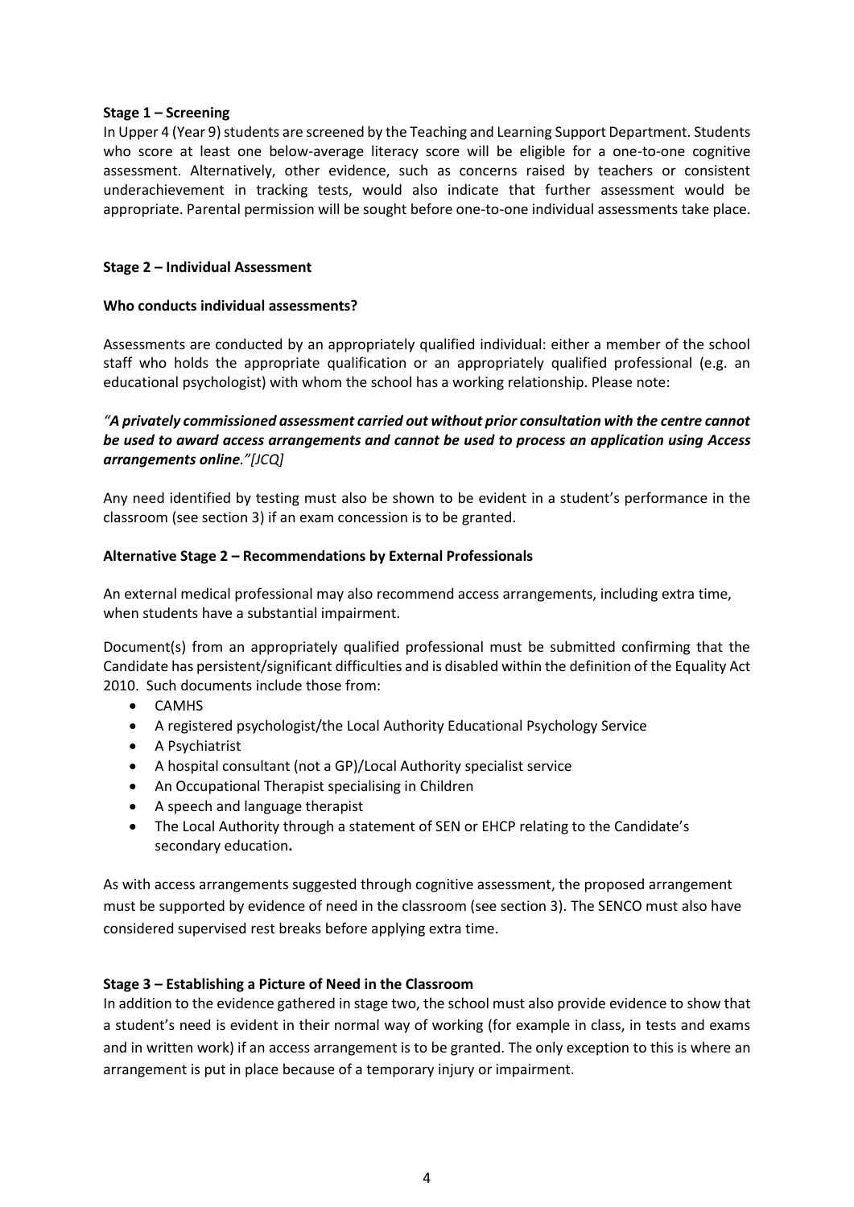**Stage 1 – Screening**

In Upper 4 (Year 9) students are screened by the Teaching and Learning Support Department. Students who score at least one below-average literacy score will be eligible for a one-to-one cognitive assessment. Alternatively, other evidence, such as concerns raised by teachers or consistent underachievement in tracking tests, would also indicate that further assessment would be appropriate. Parental permission will be sought before one-to-one individual assessments take place.

**Stage 2 – Individual Assessment**

**Who conducts individual assessments?**

Assessments are conducted by an appropriately qualified individual: either a member of the school staff who holds the appropriate qualification or an appropriately qualified professional (e.g. an educational psychologist) with whom the school has a working relationship. Please note:

*"**A privately commissioned assessment carried out without prior consultation with the centre cannot be used to award access arrangements and cannot be used to process an application using Access arrangements online**." [JCQ]*

Any need identified by testing must also be shown to be evident in a student's performance in the classroom (see section 3) if an exam concession is to be granted.

**Alternative Stage 2 – Recommendations by External Professionals**

An external medical professional may also recommend access arrangements, including extra time, when students have a substantial impairment.

Document(s) from an appropriately qualified professional must be submitted confirming that the Candidate has persistent/significant difficulties and is disabled within the definition of the Equality Act 2010. Such documents include those from:

- CAMHS
- A registered psychologist/the Local Authority Educational Psychology Service
- A Psychiatrist
- A hospital consultant (not a GP)/Local Authority specialist service
- An Occupational Therapist specialising in Children
- A speech and language therapist
- The Local Authority through a statement of SEN or EHCP relating to the Candidate's secondary education**.**

As with access arrangements suggested through cognitive assessment, the proposed arrangement must be supported by evidence of need in the classroom (see section 3). The SENCO must also have considered supervised rest breaks before applying extra time.

**Stage 3 – Establishing a Picture of Need in the Classroom**

In addition to the evidence gathered in stage two, the school must also provide evidence to show that a student's need is evident in their normal way of working (for example in class, in tests and exams and in written work) if an access arrangement is to be granted. The only exception to this is where an arrangement is put in place because of a temporary injury or impairment.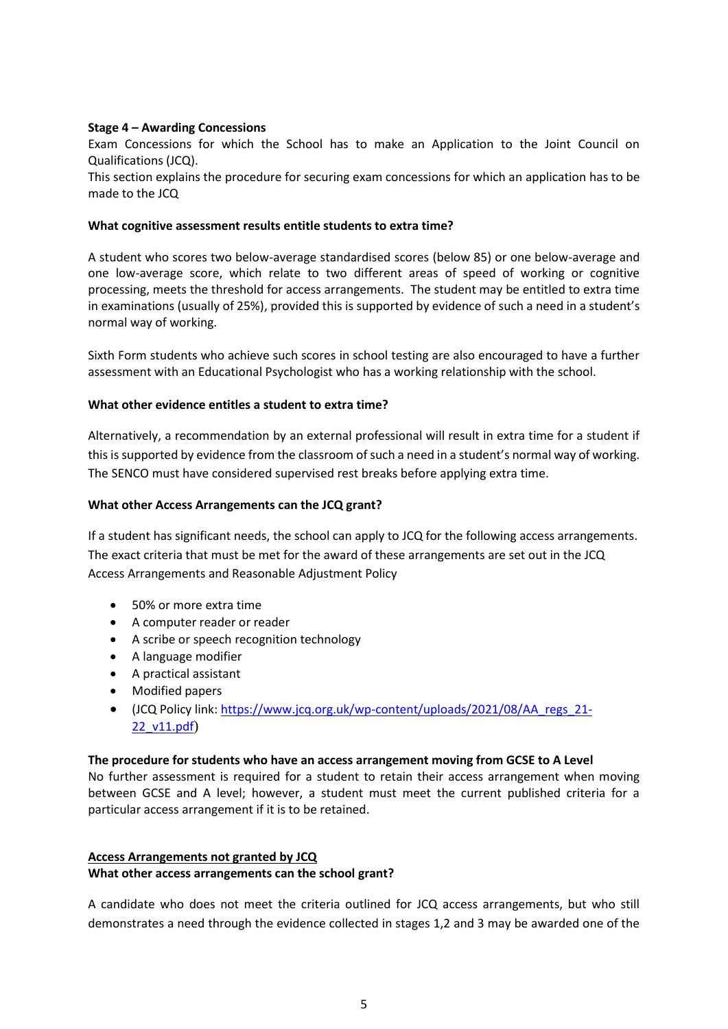**Stage 4 – Awarding Concessions**
Exam Concessions for which the School has to make an Application to the Joint Council on Qualifications (JCQ).
This section explains the procedure for securing exam concessions for which an application has to be made to the JCQ

**What cognitive assessment results entitle students to extra time?**

A student who scores two below-average standardised scores (below 85) or one below-average and one low-average score, which relate to two different areas of speed of working or cognitive processing, meets the threshold for access arrangements. The student may be entitled to extra time in examinations (usually of 25%), provided this is supported by evidence of such a need in a student's normal way of working.

Sixth Form students who achieve such scores in school testing are also encouraged to have a further assessment with an Educational Psychologist who has a working relationship with the school.

**What other evidence entitles a student to extra time?**

Alternatively, a recommendation by an external professional will result in extra time for a student if this is supported by evidence from the classroom of such a need in a student's normal way of working. The SENCO must have considered supervised rest breaks before applying extra time.

**What other Access Arrangements can the JCQ grant?**

If a student has significant needs, the school can apply to JCQ for the following access arrangements. The exact criteria that must be met for the award of these arrangements are set out in the JCQ Access Arrangements and Reasonable Adjustment Policy

- 50% or more extra time
- A computer reader or reader
- A scribe or speech recognition technology
- A language modifier
- A practical assistant
- Modified papers
- (JCQ Policy link: [https://www.jcq.org.uk/wp-content/uploads/2021/08/AA_regs_21-22_v11.pdf](https://www.jcq.org.uk/wp-content/uploads/2021/08/AA_regs_21-22_v11.pdf))

**The procedure for students who have an access arrangement moving from GCSE to A Level**
No further assessment is required for a student to retain their access arrangement when moving between GCSE and A level; however, a student must meet the current published criteria for a particular access arrangement if it is to be retained.

**<u>Access Arrangements not granted by JCQ</u>**
**What other access arrangements can the school grant?**

A candidate who does not meet the criteria outlined for JCQ access arrangements, but who still demonstrates a need through the evidence collected in stages 1,2 and 3 may be awarded one of the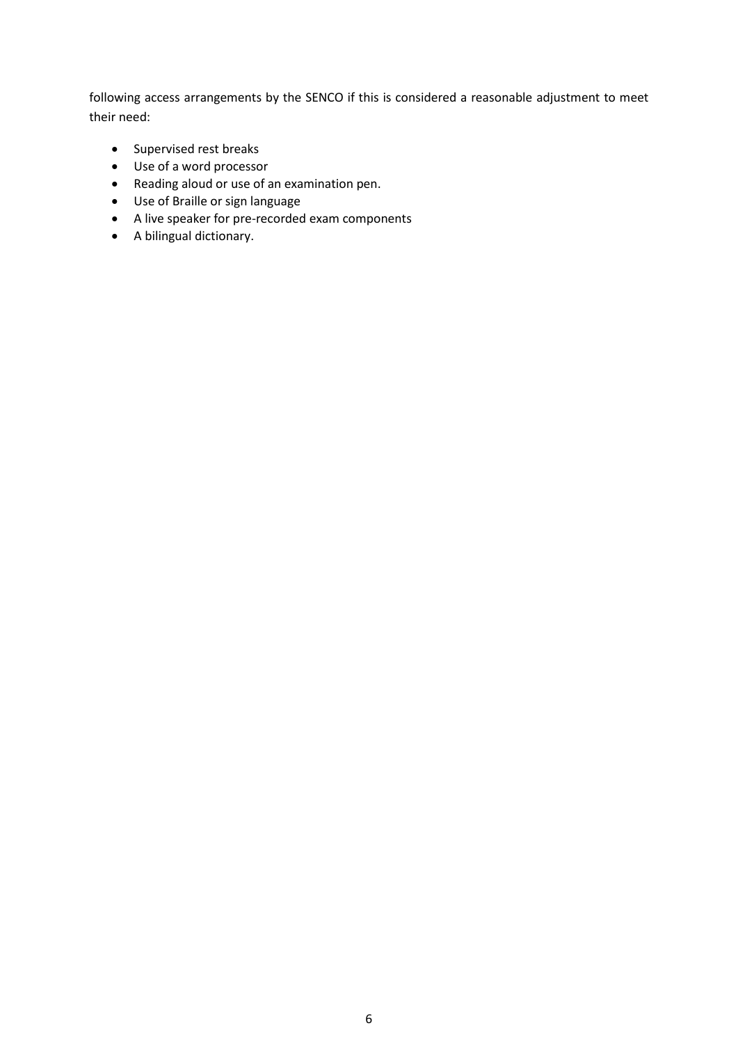following access arrangements by the SENCO if this is considered a reasonable adjustment to meet their need:

- Supervised rest breaks
- Use of a word processor
- Reading aloud or use of an examination pen.
- Use of Braille or sign language
- A live speaker for pre-recorded exam components
- A bilingual dictionary.